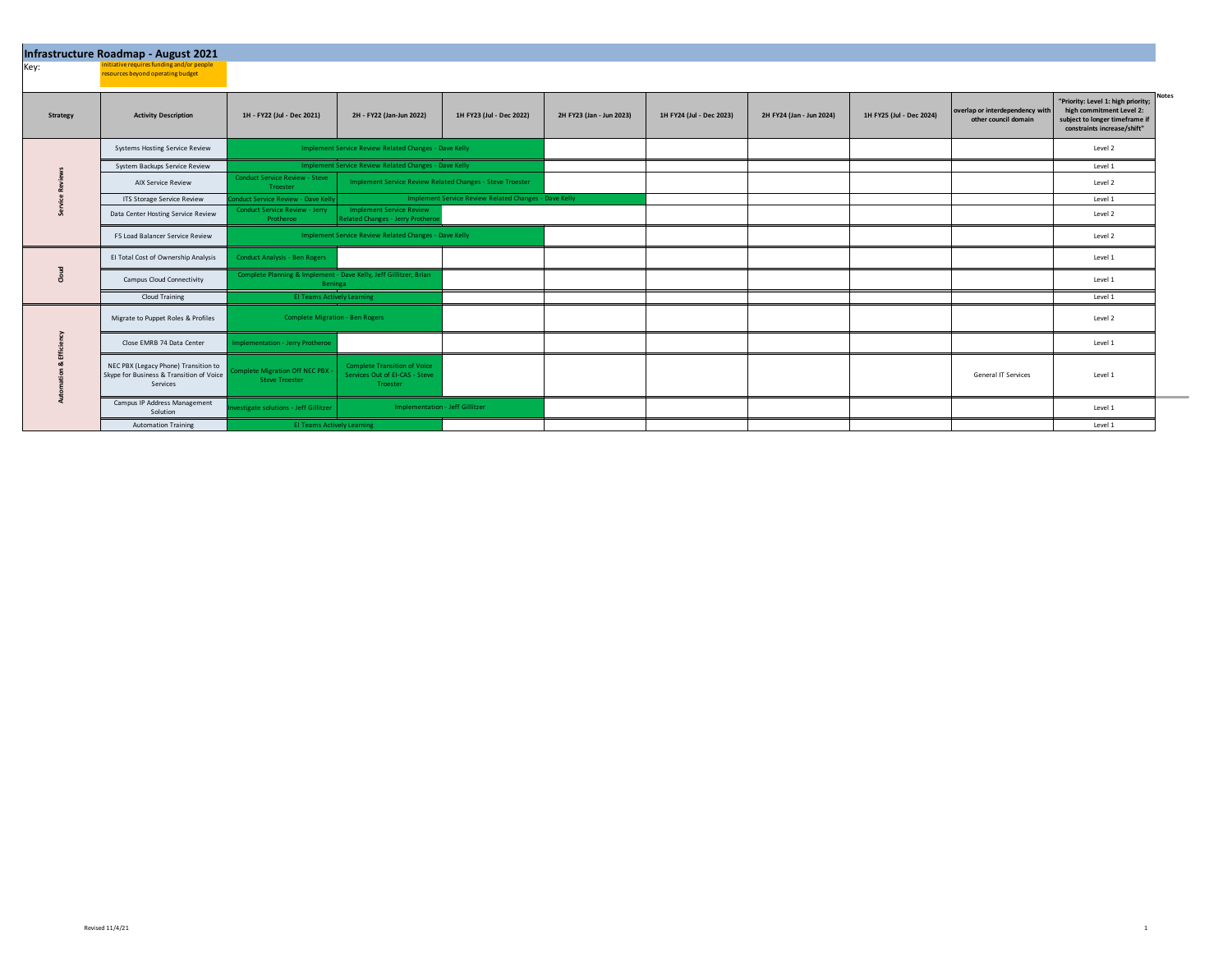# Infrastructure Roadmap - August 2021

Key: initiative requires funding and/or people resources beyond operating budget

| Strategy | Activity Description | 1H - FY22 (Jul - Dec 2021) | 2H - FY22 (Jan-Jun 2022) | 1H FY23 (Jul - Dec 2022) | 2H FY23 (Jan - Jun 2023) | 1H FY24 (Jul - Dec 2023) | 2H FY24 (Jan - Jun 2024) | 1H FY25 (Jul - Dec 2024) | overlap or interdependency with other council domain | "Priority: Level 1: high priority; high commitment Level 2: subject to longer timeframe if constraints increase/shift" | Notes |
|---|---|---|---|---|---|---|---|---|---|---|---|
| Service Reviews | Systems Hosting Service Review | Implement Service Review Related Changes - Dave Kelly | | | | | | | | Level 2 | |
| | System Backups Service Review | Implement Service Review Related Changes - Dave Kelly | | | | | | | | Level 1 | |
| | AIX Service Review | Conduct Service Review - Steve Troester | Implement Service Review Related Changes - Steve Troester | | | | | | | Level 2 | |
| | ITS Storage Service Review | Conduct Service Review - Dave Kelly | Implement Service Review Related Changes - Dave Kelly | | | | | | | Level 1 | |
| | Data Center Hosting Service Review | Conduct Service Review - Jerry Protheroe | Implement Service Review Related Changes - Jerry Protheroe | | | | | | | Level 2 | |
| | F5 Load Balancer Service Review | Implement Service Review Related Changes - Dave Kelly | | | | | | | | Level 2 | |
| Cloud | EI Total Cost of Ownership Analysis | Conduct Analysis - Ben Rogers | | | | | | | | Level 1 | |
| | Campus Cloud Connectivity | Complete Planning & Implement - Dave Kelly, Jeff Gillitzer, Brian Beninga | | | | | | | | Level 1 | |
| | Cloud Training | EI Teams Actively Learning | | | | | | | | Level 1 | |
| Automation & Efficiency | Migrate to Puppet Roles & Profiles | Complete Migration - Ben Rogers | | | | | | | | Level 2 | |
| | Close EMRB 74 Data Center | Implementation - Jerry Protheroe | | | | | | | | Level 1 | |
| | NEC PBX (Legacy Phone) Transition to Skype for Business & Transition of Voice Services | Complete Migration Off NEC PBX - Steve Troester | Complete Transition of Voice Services Out of EI-CAS - Steve Troester | | | | | | General IT Services | Level 1 | |
| | Campus IP Address Management Solution | Investigate solutions - Jeff Gillitzer | Implementation - Jeff Gillitzer | | | | | | | Level 1 | |
| | Automation Training | EI Teams Actively Learning | | | | | | | | Level 1 | |

Revised 11/4/21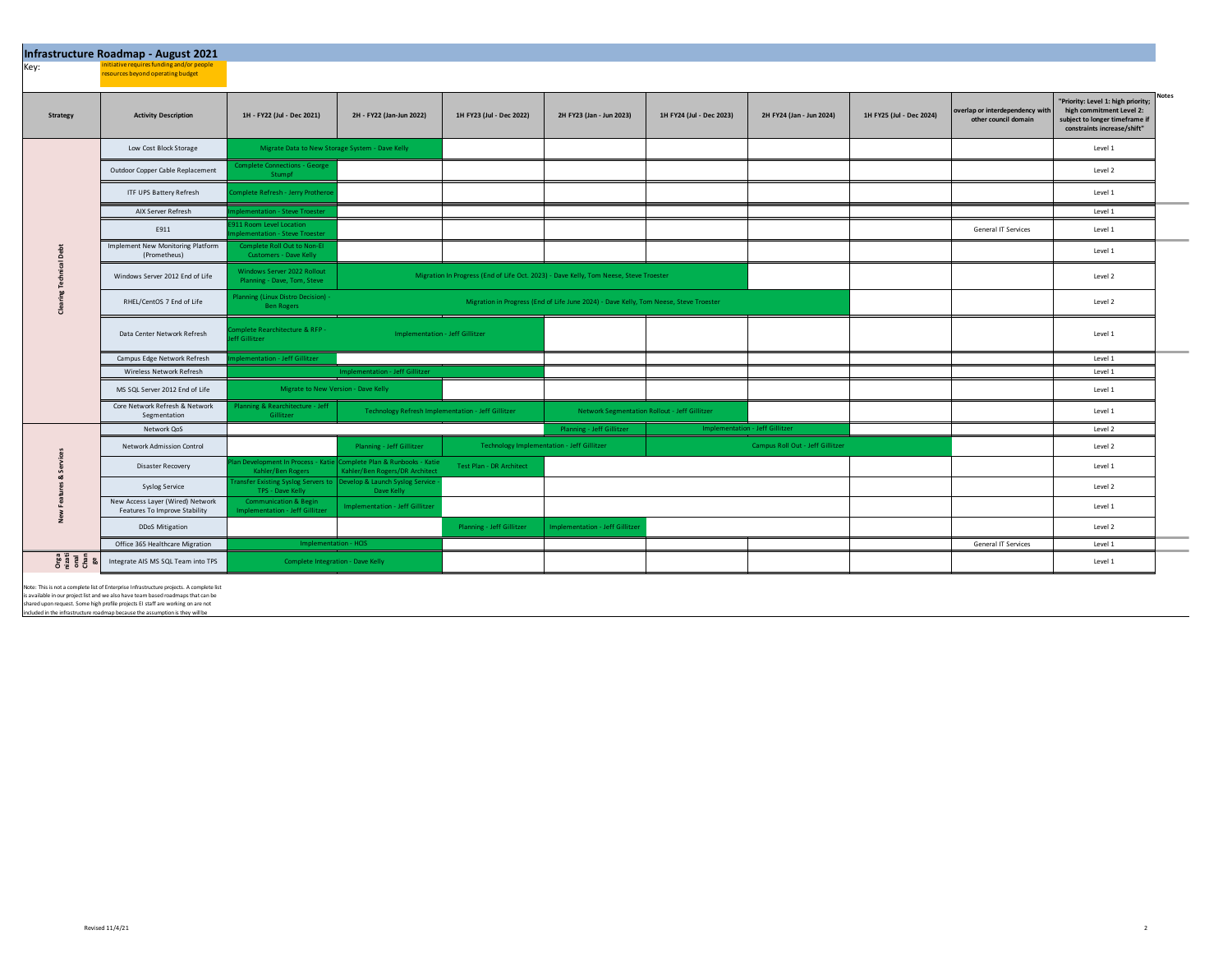# Infrastructure Roadmap - August 2021

Key: initiative requires funding and/or people resources beyond operating budget

| Strategy | Activity Description | 1H - FY22 (Jul - Dec 2021) | 2H - FY22 (Jan-Jun 2022) | 1H FY23 (Jul - Dec 2022) | 2H FY23 (Jan - Jun 2023) | 1H FY24 (Jul - Dec 2023) | 2H FY24 (Jan - Jun 2024) | 1H FY25 (Jul - Dec 2024) | overlap or interdependency with other council domain | "Priority: Level 1: high priority; high commitment Level 2: subject to longer timeframe if constraints increase/shift" | Notes |
|---|---|---|---|---|---|---|---|---|---|---|---|
| Clearing Technical Debt | Low Cost Block Storage | Migrate Data to New Storage System - Dave Kelly | | | | | | | | Level 1 | |
| | Outdoor Copper Cable Replacement | Complete Connections - George Stumpf | | | | | | | | Level 2 | |
| | ITF UPS Battery Refresh | Complete Refresh - Jerry Protheroe | | | | | | | | Level 1 | |
| | AIX Server Refresh | Implementation - Steve Troester | | | | | | | | Level 1 | |
| | E911 | E911 Room Level Location Implementation - Steve Troester | | | | | | | General IT Services | Level 1 | |
| | Implement New Monitoring Platform (Prometheus) | Complete Roll Out to Non-EI Customers - Dave Kelly | | | | | | | | Level 1 | |
| | Windows Server 2012 End of Life | Windows Server 2022 Rollout Planning - Dave, Tom, Steve | Migration In Progress (End of Life Oct. 2023) - Dave Kelly, Tom Neese, Steve Troester | | | | | | | Level 2 | |
| | RHEL/CentOS 7 End of Life | Planning (Linux Distro Decision) - Ben Rogers | Migration in Progress (End of Life June 2024) - Dave Kelly, Tom Neese, Steve Troester | | | | | | | Level 2 | |
| | Data Center Network Refresh | Complete Rearchitecture & RFP - Jeff Gillitzer | Implementation - Jeff Gillitzer | | | | | | | Level 1 | |
| | Campus Edge Network Refresh | Implementation - Jeff Gillitzer | | | | | | | | Level 1 | |
| | Wireless Network Refresh | Implementation - Jeff Gillitzer | | | | | | | | Level 1 | |
| | MS SQL Server 2012 End of Life | Migrate to New Version - Dave Kelly | | | | | | | | Level 1 | |
| | Core Network Refresh & Network Segmentation | Planning & Rearchitecture - Jeff Gillitzer | Technology Refresh Implementation - Jeff Gillitzer | | Network Segmentation Rollout - Jeff Gillitzer | | | | | Level 1 | |
| New Features & Services | Network QoS | | | | Planning - Jeff Gillitzer | Implementation - Jeff Gillitzer | | | | Level 2 | |
| | Network Admission Control | | Planning - Jeff Gillitzer | Technology Implementation - Jeff Gillitzer | | Campus Roll Out - Jeff Gillitzer | | | | Level 2 | |
| | Disaster Recovery | Plan Development In Process - Katie Kahler/Ben Rogers | Complete Plan & Runbooks - Katie Kahler/Ben Rogers/DR Architect | Test Plan - DR Architect | | | | | | Level 1 | |
| | Syslog Service | Transfer Existing Syslog Servers to TPS - Dave Kelly | Develop & Launch Syslog Service - Dave Kelly | | | | | | | Level 2 | |
| | New Access Layer (Wired) Network Features To Improve Stability | Communication & Begin Implementation - Jeff Gillitzer | Implementation - Jeff Gillitzer | | | | | | | Level 1 | |
| | DDoS Mitigation | | | Planning - Jeff Gillitzer | Implementation - Jeff Gillitzer | | | | | Level 2 | |
| | Office 365 Healthcare Migration | Implementation - HCIS | | | | | | | General IT Services | Level 1 | |
| Organizational Change | Integrate AIS MS SQL Team into TPS | Complete Integration - Dave Kelly | | | | | | | | Level 1 | |

Note: This is not a complete list of Enterprise Infrastructure projects. A complete list is available in our project list and we also have team based roadmaps that can be shared upon request. Some high profile projects EI staff are working on are not included in the infrastructure roadmap because the assumption is they will be

Revised 11/4/21